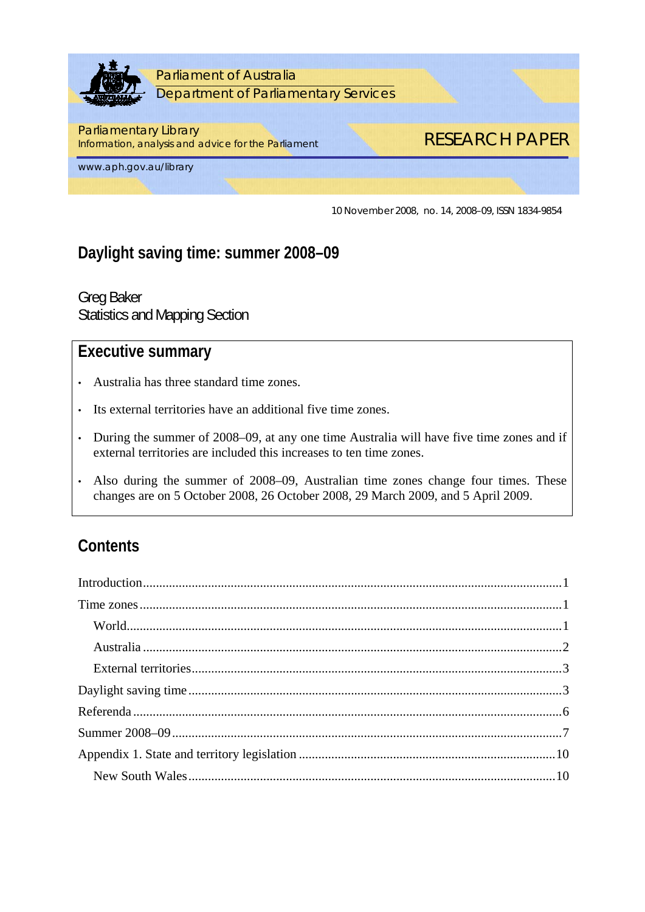Parliament of Australia
Department of Parliamentary Services

Parliamentary Library
Information, analysis and advice for the Parliament

www.aph.gov.au/library

RESEARCH PAPER

10 November 2008, no. 14, 2008–09, ISSN 1834-9854

# Daylight saving time: summer 2008–09

Greg Baker
Statistics and Mapping Section

## Executive summary

- Australia has three standard time zones.
- Its external territories have an additional five time zones.
- During the summer of 2008–09, at any one time Australia will have five time zones and if external territories are included this increases to ten time zones.
- Also during the summer of 2008–09, Australian time zones change four times. These changes are on 5 October 2008, 26 October 2008, 29 March 2009, and 5 April 2009.

## Contents

Introduction....................................................1
Time zones......................................................1
    World.......................................................1
    Australia...................................................2
    External territories........................................3
Daylight saving time............................................3
Referenda.......................................................6
Summer 2008–09..................................................7
Appendix 1. State and territory legislation.....................10
    New South Wales.............................................10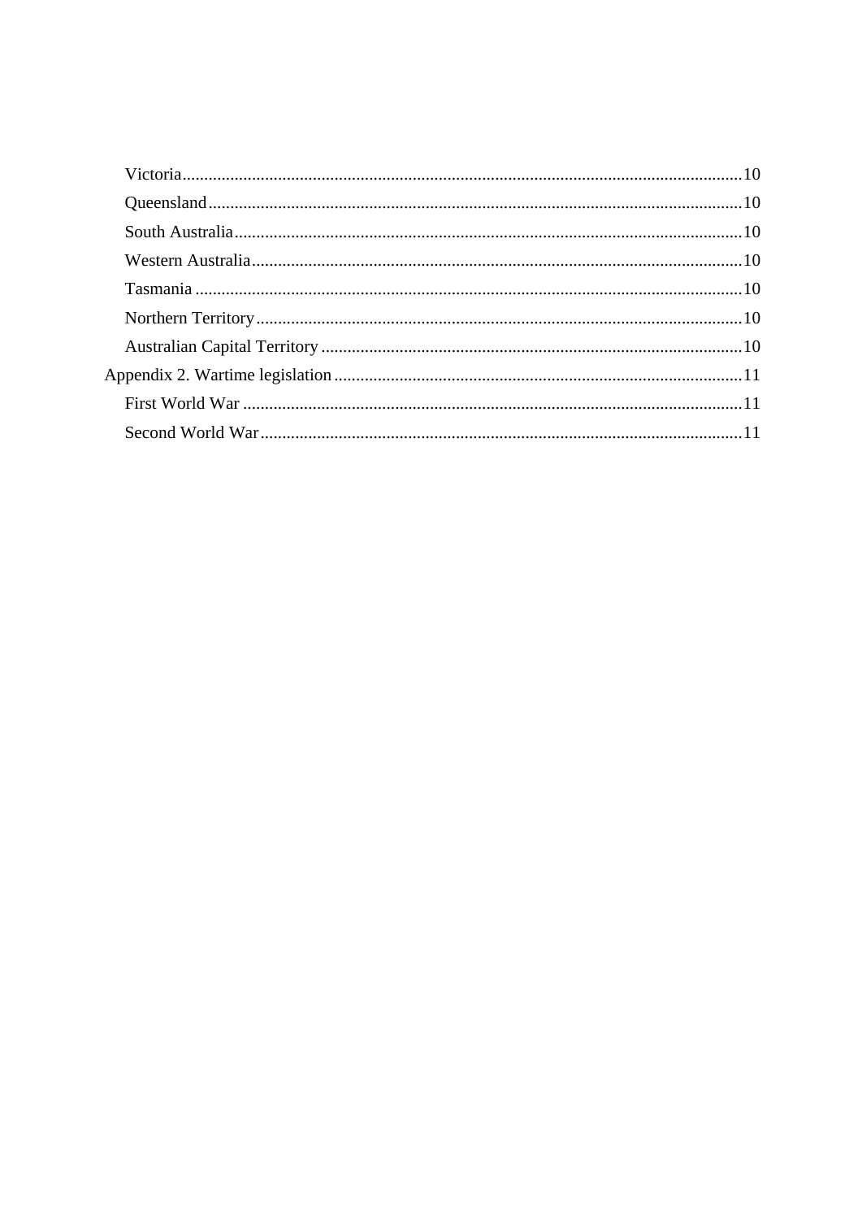- Victoria ........ 10
- Queensland ........ 10
- South Australia ........ 10
- Western Australia ........ 10
- Tasmania ........ 10
- Northern Territory ........ 10
- Australian Capital Territory ........ 10

Appendix 2. Wartime legislation ........ 11

- First World War ........ 11
- Second World War ........ 11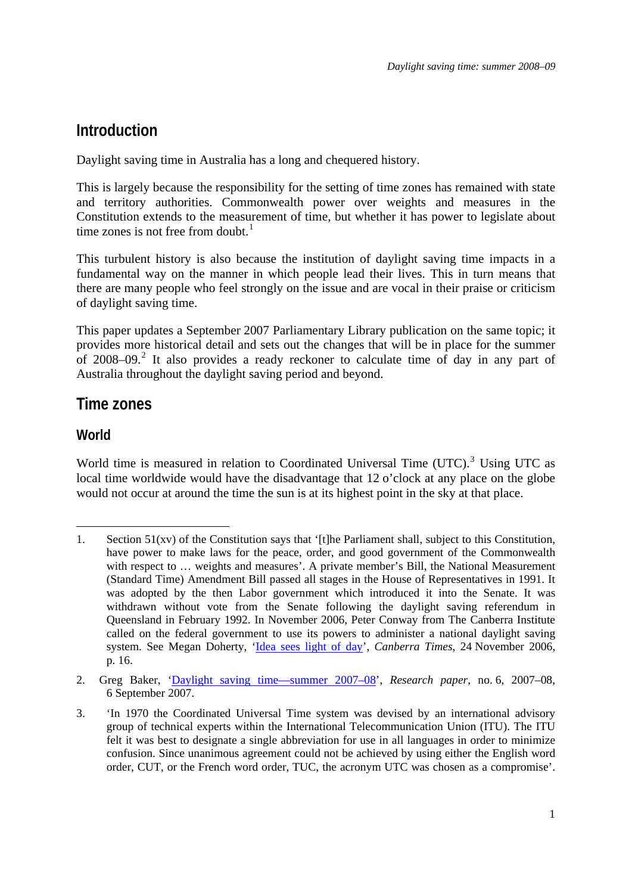## Introduction

Daylight saving time in Australia has a long and chequered history.

This is largely because the responsibility for the setting of time zones has remained with state and territory authorities. Commonwealth power over weights and measures in the Constitution extends to the measurement of time, but whether it has power to legislate about time zones is not free from doubt.[1]

This turbulent history is also because the institution of daylight saving time impacts in a fundamental way on the manner in which people lead their lives. This in turn means that there are many people who feel strongly on the issue and are vocal in their praise or criticism of daylight saving time.

This paper updates a September 2007 Parliamentary Library publication on the same topic; it provides more historical detail and sets out the changes that will be in place for the summer of 2008–09.[2] It also provides a ready reckoner to calculate time of day in any part of Australia throughout the daylight saving period and beyond.

## Time zones

### World

World time is measured in relation to Coordinated Universal Time (UTC).[3] Using UTC as local time worldwide would have the disadvantage that 12 o'clock at any place on the globe would not occur at around the time the sun is at its highest point in the sky at that place.

---

1. Section 51(xv) of the Constitution says that '[t]he Parliament shall, subject to this Constitution, have power to make laws for the peace, order, and good government of the Commonwealth with respect to … weights and measures'. A private member's Bill, the National Measurement (Standard Time) Amendment Bill passed all stages in the House of Representatives in 1991. It was adopted by the then Labor government which introduced it into the Senate. It was withdrawn without vote from the Senate following the daylight saving referendum in Queensland in February 1992. In November 2006, Peter Conway from The Canberra Institute called on the federal government to use its powers to administer a national daylight saving system. See Megan Doherty, 'Idea sees light of day', *Canberra Times*, 24 November 2006, p. 16.

2. Greg Baker, 'Daylight saving time—summer 2007–08', *Research paper*, no. 6, 2007–08, 6 September 2007.

3. 'In 1970 the Coordinated Universal Time system was devised by an international advisory group of technical experts within the International Telecommunication Union (ITU). The ITU felt it was best to designate a single abbreviation for use in all languages in order to minimize confusion. Since unanimous agreement could not be achieved by using either the English word order, CUT, or the French word order, TUC, the acronym UTC was chosen as a compromise'.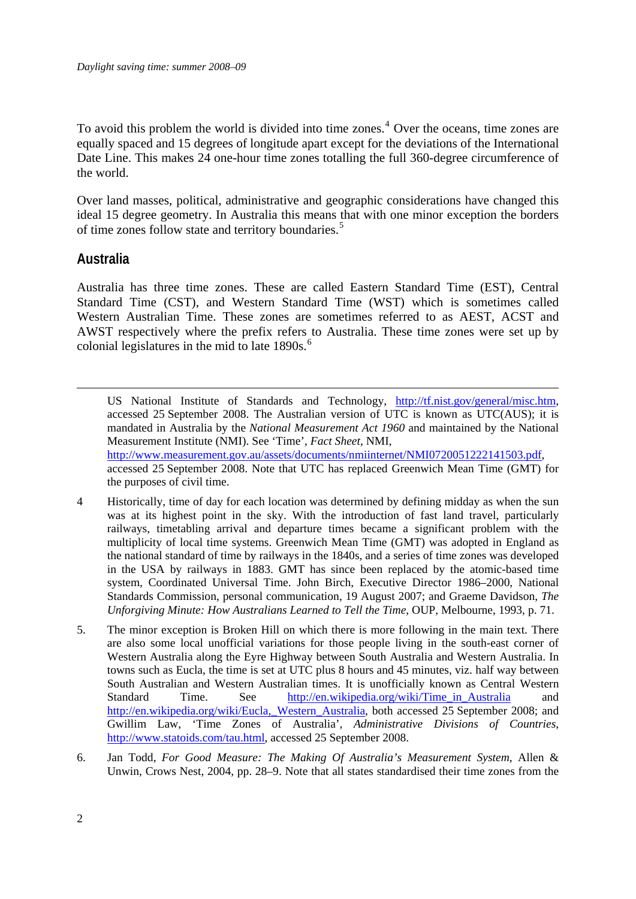To avoid this problem the world is divided into time zones.[4] Over the oceans, time zones are equally spaced and 15 degrees of longitude apart except for the deviations of the International Date Line. This makes 24 one-hour time zones totalling the full 360-degree circumference of the world.

Over land masses, political, administrative and geographic considerations have changed this ideal 15 degree geometry. In Australia this means that with one minor exception the borders of time zones follow state and territory boundaries.[5]

## Australia

Australia has three time zones. These are called Eastern Standard Time (EST), Central Standard Time (CST), and Western Standard Time (WST) which is sometimes called Western Australian Time. These zones are sometimes referred to as AEST, ACST and AWST respectively where the prefix refers to Australia. These time zones were set up by colonial legislatures in the mid to late 1890s.[6]

---

US National Institute of Standards and Technology, http://tf.nist.gov/general/misc.htm, accessed 25 September 2008. The Australian version of UTC is known as UTC(AUS); it is mandated in Australia by the *National Measurement Act 1960* and maintained by the National Measurement Institute (NMI). See 'Time', *Fact Sheet*, NMI, http://www.measurement.gov.au/assets/documents/nmiinternet/NMI0720051222141503.pdf, accessed 25 September 2008. Note that UTC has replaced Greenwich Mean Time (GMT) for the purposes of civil time.

4 Historically, time of day for each location was determined by defining midday as when the sun was at its highest point in the sky. With the introduction of fast land travel, particularly railways, timetabling arrival and departure times became a significant problem with the multiplicity of local time systems. Greenwich Mean Time (GMT) was adopted in England as the national standard of time by railways in the 1840s, and a series of time zones was developed in the USA by railways in 1883. GMT has since been replaced by the atomic-based time system, Coordinated Universal Time. John Birch, Executive Director 1986–2000, National Standards Commission, personal communication, 19 August 2007; and Graeme Davidson, *The Unforgiving Minute: How Australians Learned to Tell the Time*, OUP, Melbourne, 1993, p. 71.

5. The minor exception is Broken Hill on which there is more following in the main text. There are also some local unofficial variations for those people living in the south-east corner of Western Australia along the Eyre Highway between South Australia and Western Australia. In towns such as Eucla, the time is set at UTC plus 8 hours and 45 minutes, viz. half way between South Australian and Western Australian times. It is unofficially known as Central Western Standard Time. See http://en.wikipedia.org/wiki/Time_in_Australia and http://en.wikipedia.org/wiki/Eucla,_Western_Australia, both accessed 25 September 2008; and Gwillim Law, 'Time Zones of Australia', *Administrative Divisions of Countries*, http://www.statoids.com/tau.html, accessed 25 September 2008.

6. Jan Todd, *For Good Measure: The Making Of Australia's Measurement System*, Allen & Unwin, Crows Nest, 2004, pp. 28–9. Note that all states standardised their time zones from the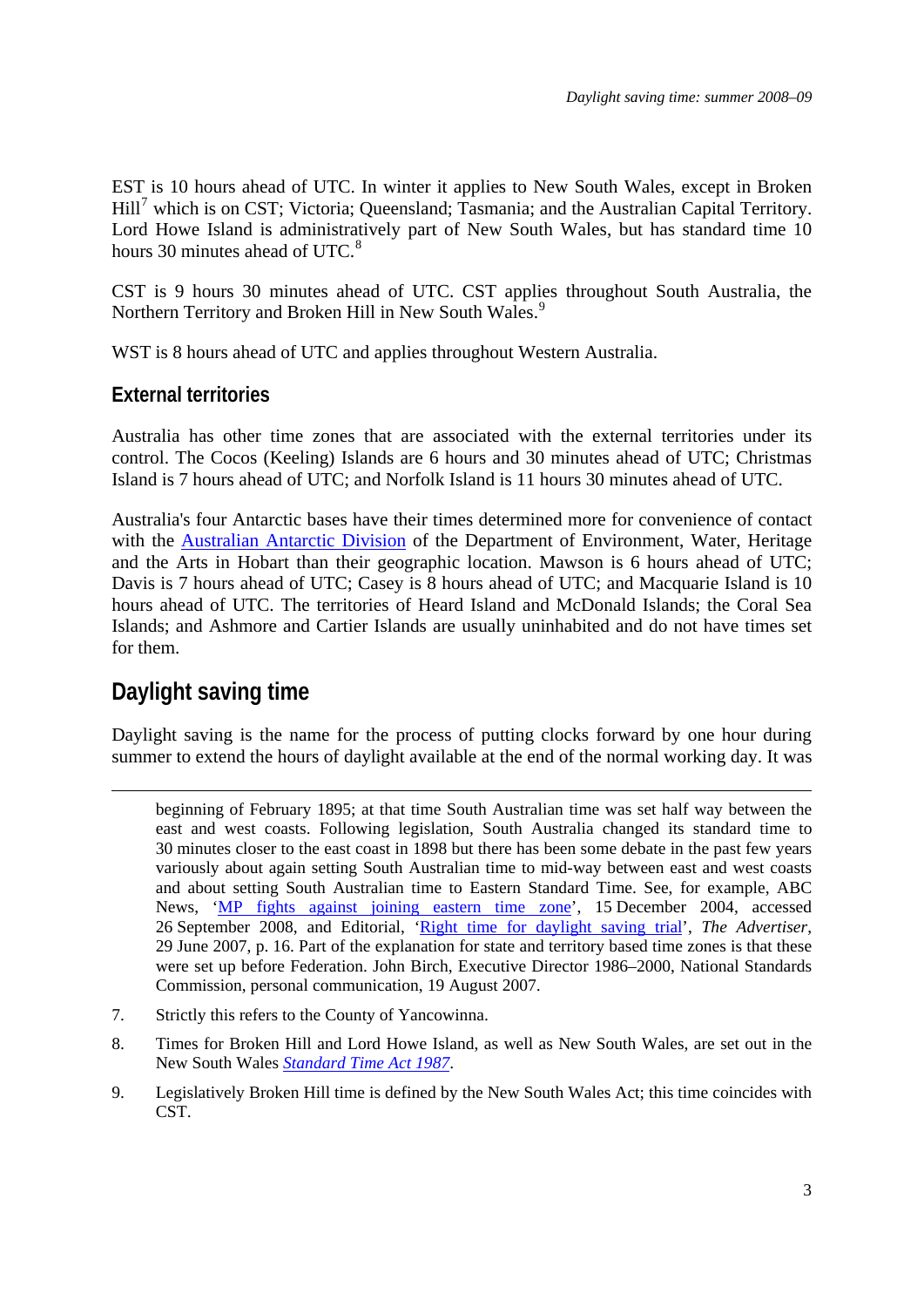EST is 10 hours ahead of UTC. In winter it applies to New South Wales, except in Broken Hill[7] which is on CST; Victoria; Queensland; Tasmania; and the Australian Capital Territory. Lord Howe Island is administratively part of New South Wales, but has standard time 10 hours 30 minutes ahead of UTC.[8]

CST is 9 hours 30 minutes ahead of UTC. CST applies throughout South Australia, the Northern Territory and Broken Hill in New South Wales.[9]

WST is 8 hours ahead of UTC and applies throughout Western Australia.

### External territories

Australia has other time zones that are associated with the external territories under its control. The Cocos (Keeling) Islands are 6 hours and 30 minutes ahead of UTC; Christmas Island is 7 hours ahead of UTC; and Norfolk Island is 11 hours 30 minutes ahead of UTC.

Australia's four Antarctic bases have their times determined more for convenience of contact with the Australian Antarctic Division of the Department of Environment, Water, Heritage and the Arts in Hobart than their geographic location. Mawson is 6 hours ahead of UTC; Davis is 7 hours ahead of UTC; Casey is 8 hours ahead of UTC; and Macquarie Island is 10 hours ahead of UTC. The territories of Heard Island and McDonald Islands; the Coral Sea Islands; and Ashmore and Cartier Islands are usually uninhabited and do not have times set for them.

## Daylight saving time

Daylight saving is the name for the process of putting clocks forward by one hour during summer to extend the hours of daylight available at the end of the normal working day. It was

---

beginning of February 1895; at that time South Australian time was set half way between the east and west coasts. Following legislation, South Australia changed its standard time to 30 minutes closer to the east coast in 1898 but there has been some debate in the past few years variously about again setting South Australian time to mid-way between east and west coasts and about setting South Australian time to Eastern Standard Time. See, for example, ABC News, 'MP fights against joining eastern time zone', 15 December 2004, accessed 26 September 2008, and Editorial, 'Right time for daylight saving trial', *The Advertiser*, 29 June 2007, p. 16. Part of the explanation for state and territory based time zones is that these were set up before Federation. John Birch, Executive Director 1986–2000, National Standards Commission, personal communication, 19 August 2007.

7. Strictly this refers to the County of Yancowinna.

8. Times for Broken Hill and Lord Howe Island, as well as New South Wales, are set out in the New South Wales *Standard Time Act 1987*.

9. Legislatively Broken Hill time is defined by the New South Wales Act; this time coincides with CST.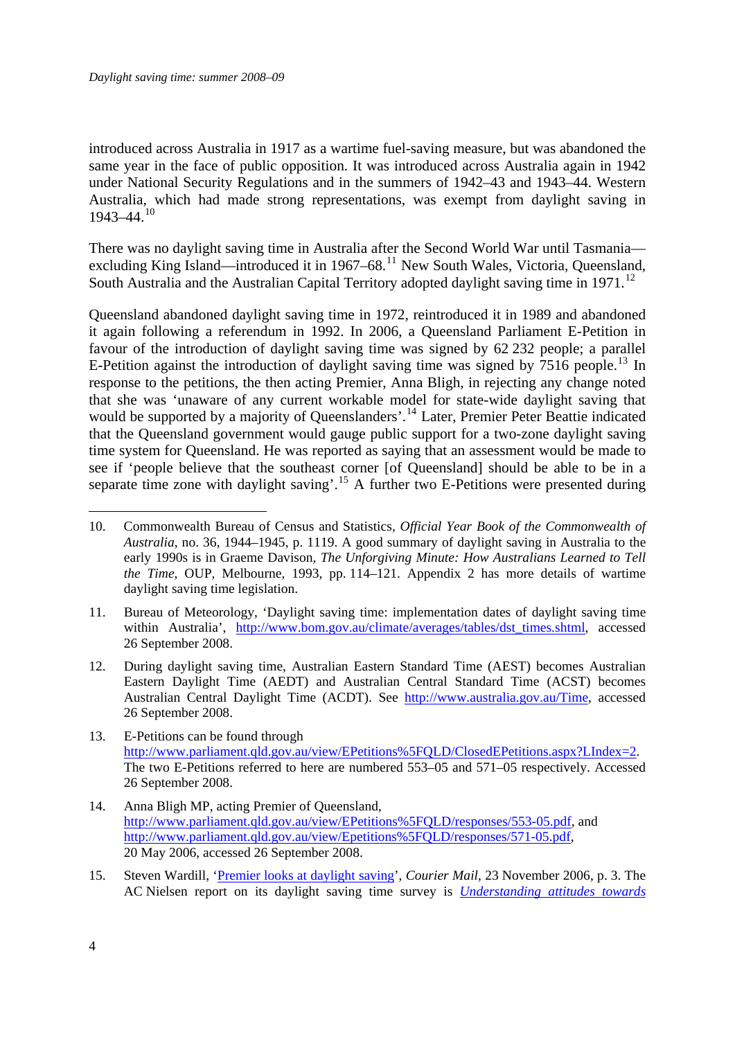introduced across Australia in 1917 as a wartime fuel-saving measure, but was abandoned the same year in the face of public opposition. It was introduced across Australia again in 1942 under National Security Regulations and in the summers of 1942–43 and 1943–44. Western Australia, which had made strong representations, was exempt from daylight saving in 1943–44.[10]

There was no daylight saving time in Australia after the Second World War until Tasmania—excluding King Island—introduced it in 1967–68.[11] New South Wales, Victoria, Queensland, South Australia and the Australian Capital Territory adopted daylight saving time in 1971.[12]

Queensland abandoned daylight saving time in 1972, reintroduced it in 1989 and abandoned it again following a referendum in 1992. In 2006, a Queensland Parliament E-Petition in favour of the introduction of daylight saving time was signed by 62 232 people; a parallel E-Petition against the introduction of daylight saving time was signed by 7516 people.[13] In response to the petitions, the then acting Premier, Anna Bligh, in rejecting any change noted that she was 'unaware of any current workable model for state-wide daylight saving that would be supported by a majority of Queenslanders'.[14] Later, Premier Peter Beattie indicated that the Queensland government would gauge public support for a two-zone daylight saving time system for Queensland. He was reported as saying that an assessment would be made to see if 'people believe that the southeast corner [of Queensland] should be able to be in a separate time zone with daylight saving'.[15] A further two E-Petitions were presented during

---

10. Commonwealth Bureau of Census and Statistics, *Official Year Book of the Commonwealth of Australia*, no. 36, 1944–1945, p. 1119. A good summary of daylight saving in Australia to the early 1990s is in Graeme Davison, *The Unforgiving Minute: How Australians Learned to Tell the Time*, OUP, Melbourne, 1993, pp. 114–121. Appendix 2 has more details of wartime daylight saving time legislation.

11. Bureau of Meteorology, 'Daylight saving time: implementation dates of daylight saving time within Australia', http://www.bom.gov.au/climate/averages/tables/dst_times.shtml, accessed 26 September 2008.

12. During daylight saving time, Australian Eastern Standard Time (AEST) becomes Australian Eastern Daylight Time (AEDT) and Australian Central Standard Time (ACST) becomes Australian Central Daylight Time (ACDT). See http://www.australia.gov.au/Time, accessed 26 September 2008.

13. E-Petitions can be found through http://www.parliament.qld.gov.au/view/EPetitions%5FQLD/ClosedEPetitions.aspx?LIndex=2. The two E-Petitions referred to here are numbered 553–05 and 571–05 respectively. Accessed 26 September 2008.

14. Anna Bligh MP, acting Premier of Queensland, http://www.parliament.qld.gov.au/view/EPetitions%5FQLD/responses/553-05.pdf, and http://www.parliament.qld.gov.au/view/Epetitions%5FQLD/responses/571-05.pdf, 20 May 2006, accessed 26 September 2008.

15. Steven Wardill, 'Premier looks at daylight saving', *Courier Mail*, 23 November 2006, p. 3. The AC Nielsen report on its daylight saving time survey is *Understanding attitudes towards*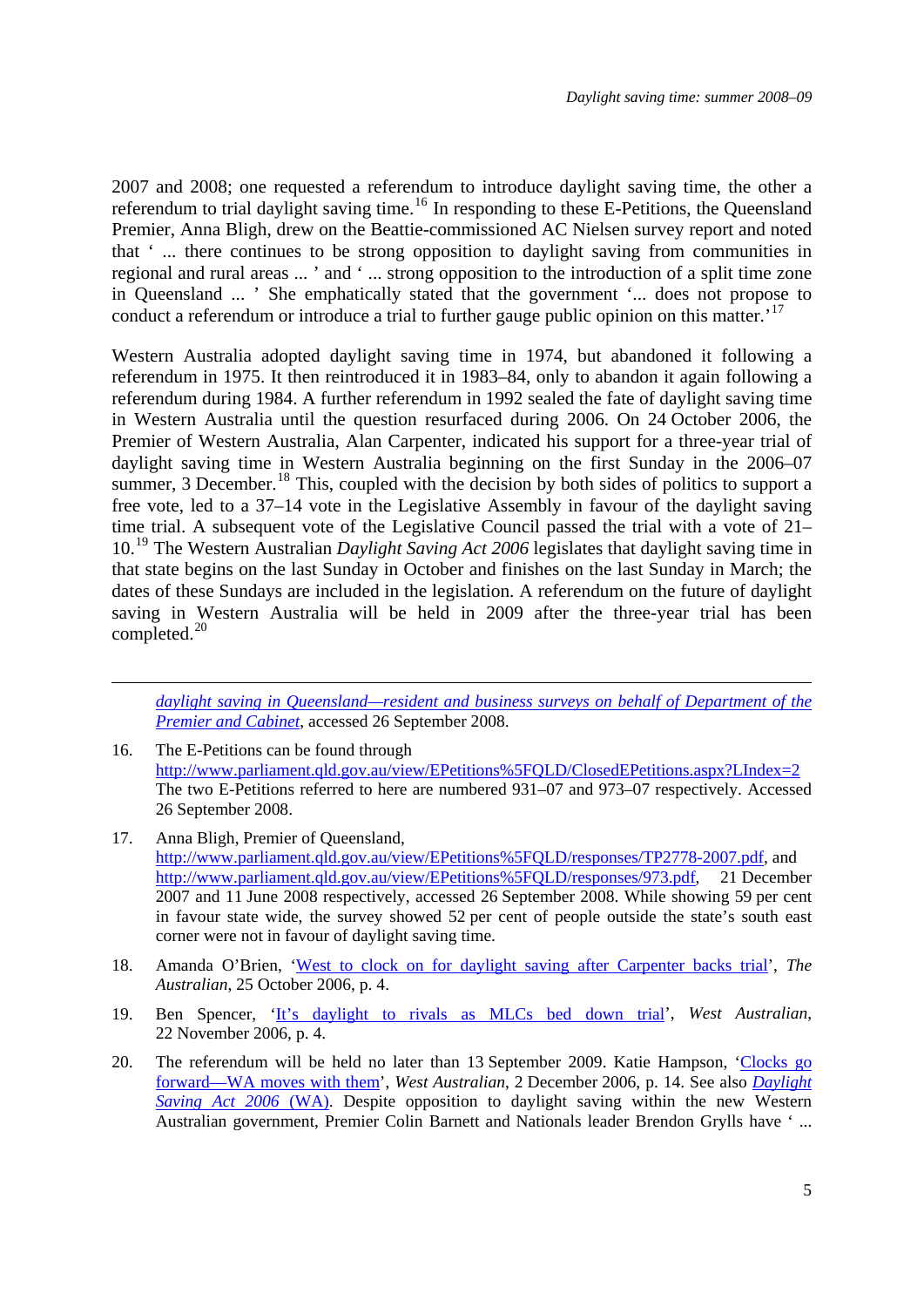2007 and 2008; one requested a referendum to introduce daylight saving time, the other a referendum to trial daylight saving time.[16] In responding to these E-Petitions, the Queensland Premier, Anna Bligh, drew on the Beattie-commissioned AC Nielsen survey report and noted that ' ... there continues to be strong opposition to daylight saving from communities in regional and rural areas ... ' and ' ... strong opposition to the introduction of a split time zone in Queensland ... ' She emphatically stated that the government '... does not propose to conduct a referendum or introduce a trial to further gauge public opinion on this matter.'[17]

Western Australia adopted daylight saving time in 1974, but abandoned it following a referendum in 1975. It then reintroduced it in 1983–84, only to abandon it again following a referendum during 1984. A further referendum in 1992 sealed the fate of daylight saving time in Western Australia until the question resurfaced during 2006. On 24 October 2006, the Premier of Western Australia, Alan Carpenter, indicated his support for a three-year trial of daylight saving time in Western Australia beginning on the first Sunday in the 2006–07 summer, 3 December.[18] This, coupled with the decision by both sides of politics to support a free vote, led to a 37–14 vote in the Legislative Assembly in favour of the daylight saving time trial. A subsequent vote of the Legislative Council passed the trial with a vote of 21–10.[19] The Western Australian *Daylight Saving Act 2006* legislates that daylight saving time in that state begins on the last Sunday in October and finishes on the last Sunday in March; the dates of these Sundays are included in the legislation. A referendum on the future of daylight saving in Western Australia will be held in 2009 after the three-year trial has been completed.[20]

---

*daylight saving in Queensland—resident and business surveys on behalf of Department of the Premier and Cabinet*, accessed 26 September 2008.

16. The E-Petitions can be found through http://www.parliament.qld.gov.au/view/EPetitions%5FQLD/ClosedEPetitions.aspx?LIndex=2 The two E-Petitions referred to here are numbered 931–07 and 973–07 respectively. Accessed 26 September 2008.

17. Anna Bligh, Premier of Queensland, http://www.parliament.qld.gov.au/view/EPetitions%5FQLD/responses/TP2778-2007.pdf, and http://www.parliament.qld.gov.au/view/EPetitions%5FQLD/responses/973.pdf, 21 December 2007 and 11 June 2008 respectively, accessed 26 September 2008. While showing 59 per cent in favour state wide, the survey showed 52 per cent of people outside the state's south east corner were not in favour of daylight saving time.

18. Amanda O'Brien, 'West to clock on for daylight saving after Carpenter backs trial', *The Australian*, 25 October 2006, p. 4.

19. Ben Spencer, 'It's daylight to rivals as MLCs bed down trial', *West Australian*, 22 November 2006, p. 4.

20. The referendum will be held no later than 13 September 2009. Katie Hampson, 'Clocks go forward—WA moves with them', *West Australian*, 2 December 2006, p. 14. See also *Daylight Saving Act 2006* (WA). Despite opposition to daylight saving within the new Western Australian government, Premier Colin Barnett and Nationals leader Brendon Grylls have ' ...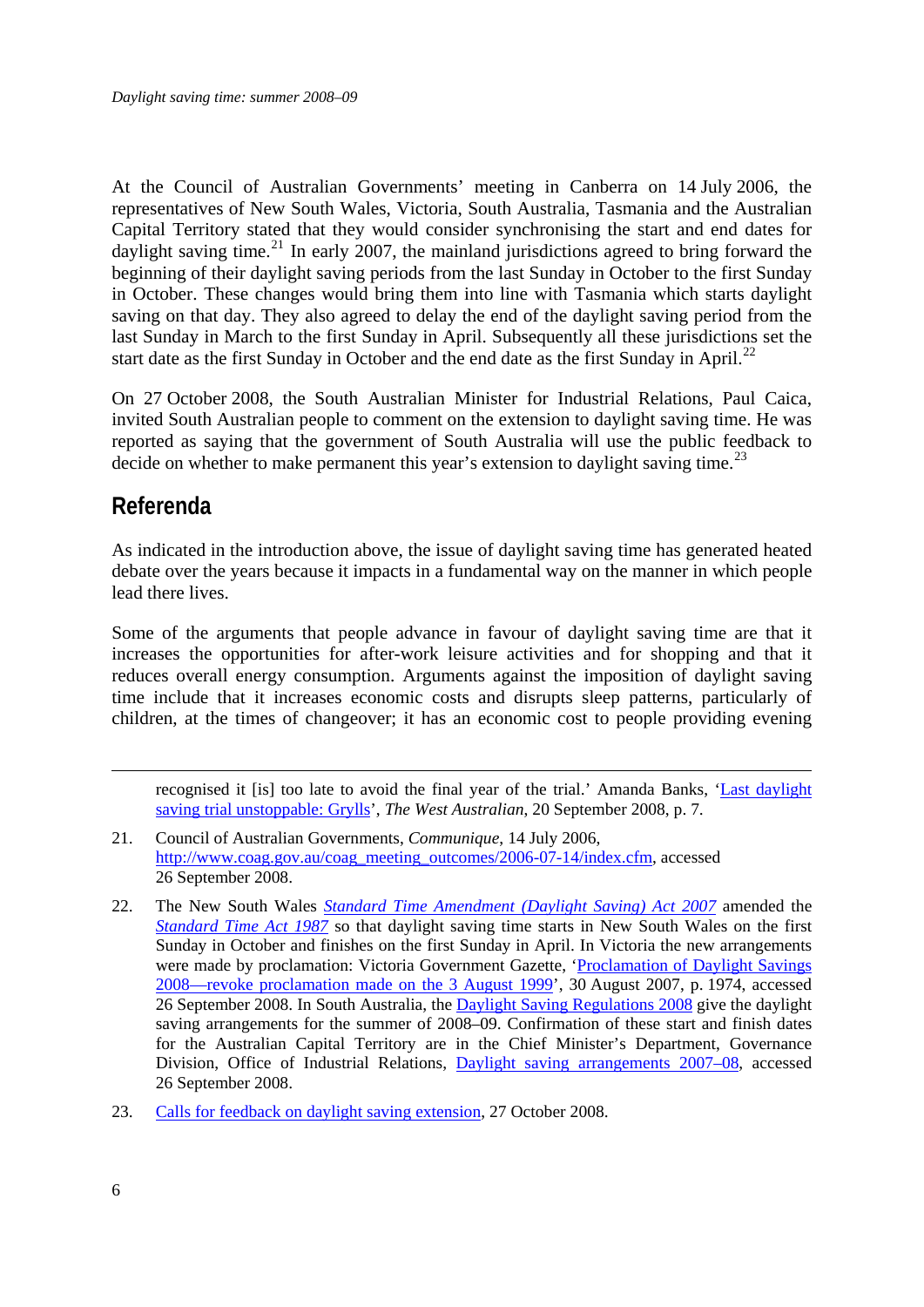At the Council of Australian Governments' meeting in Canberra on 14 July 2006, the representatives of New South Wales, Victoria, South Australia, Tasmania and the Australian Capital Territory stated that they would consider synchronising the start and end dates for daylight saving time.[21] In early 2007, the mainland jurisdictions agreed to bring forward the beginning of their daylight saving periods from the last Sunday in October to the first Sunday in October. These changes would bring them into line with Tasmania which starts daylight saving on that day. They also agreed to delay the end of the daylight saving period from the last Sunday in March to the first Sunday in April. Subsequently all these jurisdictions set the start date as the first Sunday in October and the end date as the first Sunday in April.[22]

On 27 October 2008, the South Australian Minister for Industrial Relations, Paul Caica, invited South Australian people to comment on the extension to daylight saving time. He was reported as saying that the government of South Australia will use the public feedback to decide on whether to make permanent this year's extension to daylight saving time.[23]

## Referenda

As indicated in the introduction above, the issue of daylight saving time has generated heated debate over the years because it impacts in a fundamental way on the manner in which people lead there lives.

Some of the arguments that people advance in favour of daylight saving time are that it increases the opportunities for after-work leisure activities and for shopping and that it reduces overall energy consumption. Arguments against the imposition of daylight saving time include that it increases economic costs and disrupts sleep patterns, particularly of children, at the times of changeover; it has an economic cost to people providing evening

---

recognised it [is] too late to avoid the final year of the trial.' Amanda Banks, 'Last daylight saving trial unstoppable: Grylls', *The West Australian*, 20 September 2008, p. 7.

21. Council of Australian Governments, *Communique*, 14 July 2006, http://www.coag.gov.au/coag_meeting_outcomes/2006-07-14/index.cfm, accessed 26 September 2008.

22. The New South Wales *Standard Time Amendment (Daylight Saving) Act 2007* amended the *Standard Time Act 1987* so that daylight saving time starts in New South Wales on the first Sunday in October and finishes on the first Sunday in April. In Victoria the new arrangements were made by proclamation: Victoria Government Gazette, 'Proclamation of Daylight Savings 2008—revoke proclamation made on the 3 August 1999', 30 August 2007, p. 1974, accessed 26 September 2008. In South Australia, the Daylight Saving Regulations 2008 give the daylight saving arrangements for the summer of 2008–09. Confirmation of these start and finish dates for the Australian Capital Territory are in the Chief Minister's Department, Governance Division, Office of Industrial Relations, Daylight saving arrangements 2007–08, accessed 26 September 2008.

23. Calls for feedback on daylight saving extension, 27 October 2008.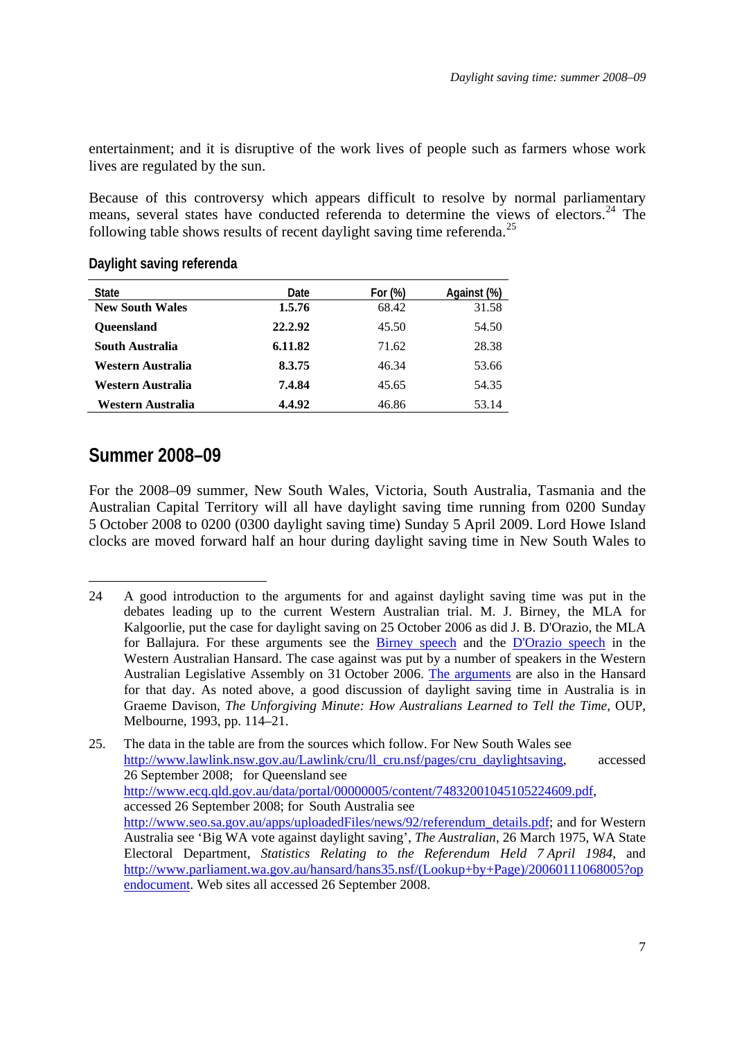entertainment; and it is disruptive of the work lives of people such as farmers whose work lives are regulated by the sun.

Because of this controversy which appears difficult to resolve by normal parliamentary means, several states have conducted referenda to determine the views of electors.[24] The following table shows results of recent daylight saving time referenda.[25]

### Daylight saving referenda

| State | Date | For (%) | Against (%) |
|---|---|---|---|
| **New South Wales** | **1.5.76** | 68.42 | 31.58 |
| **Queensland** | **22.2.92** | 45.50 | 54.50 |
| **South Australia** | **6.11.82** | 71.62 | 28.38 |
| **Western Australia** | **8.3.75** | 46.34 | 53.66 |
| **Western Australia** | **7.4.84** | 45.65 | 54.35 |
| **Western Australia** | **4.4.92** | 46.86 | 53.14 |

## Summer 2008–09

For the 2008–09 summer, New South Wales, Victoria, South Australia, Tasmania and the Australian Capital Territory will all have daylight saving time running from 0200 Sunday 5 October 2008 to 0200 (0300 daylight saving time) Sunday 5 April 2009. Lord Howe Island clocks are moved forward half an hour during daylight saving time in New South Wales to

---

24 A good introduction to the arguments for and against daylight saving time was put in the debates leading up to the current Western Australian trial. M. J. Birney, the MLA for Kalgoorlie, put the case for daylight saving on 25 October 2006 as did J. B. D'Orazio, the MLA for Ballajura. For these arguments see the Birney speech and the D'Orazio speech in the Western Australian Hansard. The case against was put by a number of speakers in the Western Australian Legislative Assembly on 31 October 2006. The arguments are also in the Hansard for that day. As noted above, a good discussion of daylight saving time in Australia is in Graeme Davison, *The Unforgiving Minute: How Australians Learned to Tell the Time*, OUP, Melbourne, 1993, pp. 114–21.

25. The data in the table are from the sources which follow. For New South Wales see http://www.lawlink.nsw.gov.au/Lawlink/cru/ll_cru.nsf/pages/cru_daylightsaving, accessed 26 September 2008; for Queensland see http://www.ecq.qld.gov.au/data/portal/00000005/content/74832001045105224609.pdf, accessed 26 September 2008; for South Australia see http://www.seo.sa.gov.au/apps/uploadedFiles/news/92/referendum_details.pdf; and for Western Australia see 'Big WA vote against daylight saving', *The Australian*, 26 March 1975, WA State Electoral Department, *Statistics Relating to the Referendum Held 7 April 1984*, and http://www.parliament.wa.gov.au/hansard/hans35.nsf/(Lookup+by+Page)/20060111068005?opendocument. Web sites all accessed 26 September 2008.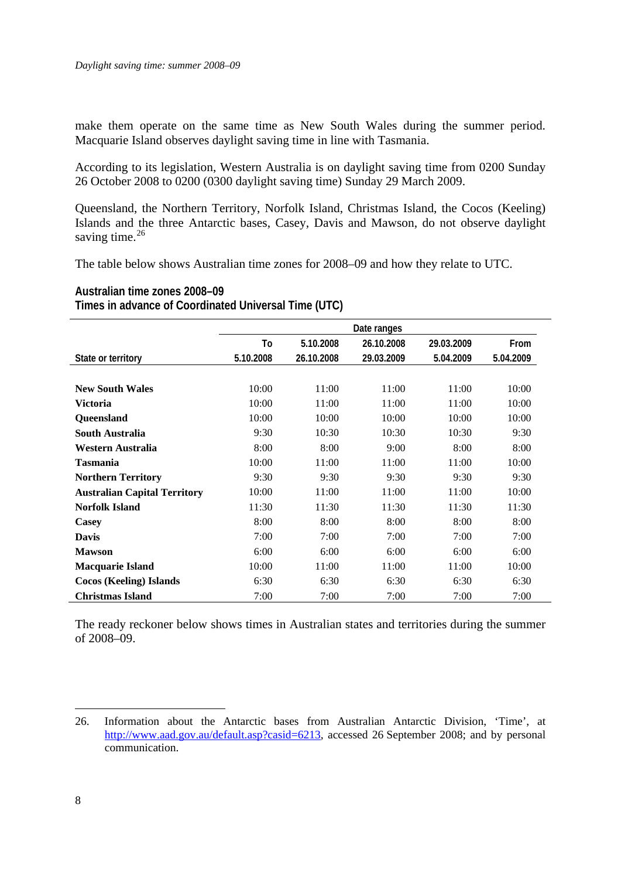make them operate on the same time as New South Wales during the summer period. Macquarie Island observes daylight saving time in line with Tasmania.

According to its legislation, Western Australia is on daylight saving time from 0200 Sunday 26 October 2008 to 0200 (0300 daylight saving time) Sunday 29 March 2009.

Queensland, the Northern Territory, Norfolk Island, Christmas Island, the Cocos (Keeling) Islands and the three Antarctic bases, Casey, Davis and Mawson, do not observe daylight saving time.[26]

The table below shows Australian time zones for 2008–09 and how they relate to UTC.

**Australian time zones 2008–09**
**Times in advance of Coordinated Universal Time (UTC)**

| | Date ranges | | | | |
|---|---|---|---|---|---|
| State or territory | To 5.10.2008 | 5.10.2008 26.10.2008 | 26.10.2008 29.03.2009 | 29.03.2009 5.04.2009 | From 5.04.2009 |
| **New South Wales** | 10:00 | 11:00 | 11:00 | 11:00 | 10:00 |
| **Victoria** | 10:00 | 11:00 | 11:00 | 11:00 | 10:00 |
| **Queensland** | 10:00 | 10:00 | 10:00 | 10:00 | 10:00 |
| **South Australia** | 9:30 | 10:30 | 10:30 | 10:30 | 9:30 |
| **Western Australia** | 8:00 | 8:00 | 9:00 | 8:00 | 8:00 |
| **Tasmania** | 10:00 | 11:00 | 11:00 | 11:00 | 10:00 |
| **Northern Territory** | 9:30 | 9:30 | 9:30 | 9:30 | 9:30 |
| **Australian Capital Territory** | 10:00 | 11:00 | 11:00 | 11:00 | 10:00 |
| **Norfolk Island** | 11:30 | 11:30 | 11:30 | 11:30 | 11:30 |
| **Casey** | 8:00 | 8:00 | 8:00 | 8:00 | 8:00 |
| **Davis** | 7:00 | 7:00 | 7:00 | 7:00 | 7:00 |
| **Mawson** | 6:00 | 6:00 | 6:00 | 6:00 | 6:00 |
| **Macquarie Island** | 10:00 | 11:00 | 11:00 | 11:00 | 10:00 |
| **Cocos (Keeling) Islands** | 6:30 | 6:30 | 6:30 | 6:30 | 6:30 |
| **Christmas Island** | 7:00 | 7:00 | 7:00 | 7:00 | 7:00 |

The ready reckoner below shows times in Australian states and territories during the summer of 2008–09.

26. Information about the Antarctic bases from Australian Antarctic Division, 'Time', at http://www.aad.gov.au/default.asp?casid=6213, accessed 26 September 2008; and by personal communication.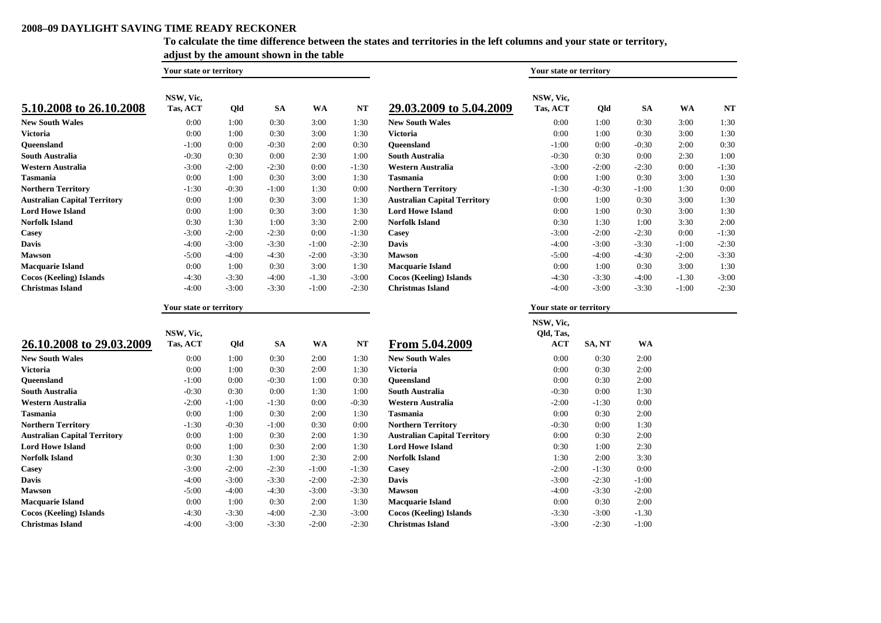**2008–09 DAYLIGHT SAVING TIME READY RECKONER**

**To calculate the time difference between the states and territories in the left columns and your state or territory, adjust by the amount shown in the table**

| | Your state or territory | | | | |
|---|---|---|---|---|---|
| **5.10.2008 to 26.10.2008** | **NSW, Vic, Tas, ACT** | **Qld** | **SA** | **WA** | **NT** |
| **New South Wales** | 0:00 | 1:00 | 0:30 | 3:00 | 1:30 |
| **Victoria** | 0:00 | 1:00 | 0:30 | 3:00 | 1:30 |
| **Queensland** | -1:00 | 0:00 | -0:30 | 2:00 | 0:30 |
| **South Australia** | -0:30 | 0:30 | 0:00 | 2:30 | 1:00 |
| **Western Australia** | -3:00 | -2:00 | -2:30 | 0:00 | -1:30 |
| **Tasmania** | 0:00 | 1:00 | 0:30 | 3:00 | 1:30 |
| **Northern Territory** | -1:30 | -0:30 | -1:00 | 1:30 | 0:00 |
| **Australian Capital Territory** | 0:00 | 1:00 | 0:30 | 3:00 | 1:30 |
| **Lord Howe Island** | 0:00 | 1:00 | 0:30 | 3:00 | 1:30 |
| **Norfolk Island** | 0:30 | 1:30 | 1:00 | 3:30 | 2:00 |
| **Casey** | -3:00 | -2:00 | -2:30 | 0:00 | -1:30 |
| **Davis** | -4:00 | -3:00 | -3:30 | -1:00 | -2:30 |
| **Mawson** | -5:00 | -4:00 | -4:30 | -2:00 | -3:30 |
| **Macquarie Island** | 0:00 | 1:00 | 0:30 | 3:00 | 1:30 |
| **Cocos (Keeling) Islands** | -4:30 | -3:30 | -4:00 | -1.30 | -3:00 |
| **Christmas Island** | -4:00 | -3:00 | -3:30 | -1:00 | -2:30 |

| | Your state or territory | | | | |
|---|---|---|---|---|---|
| **29.03.2009 to 5.04.2009** | **NSW, Vic, Tas, ACT** | **Qld** | **SA** | **WA** | **NT** |
| **New South Wales** | 0:00 | 1:00 | 0:30 | 3:00 | 1:30 |
| **Victoria** | 0:00 | 1:00 | 0:30 | 3:00 | 1:30 |
| **Queensland** | -1:00 | 0:00 | -0:30 | 2:00 | 0:30 |
| **South Australia** | -0:30 | 0:30 | 0:00 | 2:30 | 1:00 |
| **Western Australia** | -3:00 | -2:00 | -2:30 | 0:00 | -1:30 |
| **Tasmania** | 0:00 | 1:00 | 0:30 | 3:00 | 1:30 |
| **Northern Territory** | -1:30 | -0:30 | -1:00 | 1:30 | 0:00 |
| **Australian Capital Territory** | 0:00 | 1:00 | 0:30 | 3:00 | 1:30 |
| **Lord Howe Island** | 0:00 | 1:00 | 0:30 | 3:00 | 1:30 |
| **Norfolk Island** | 0:30 | 1:30 | 1:00 | 3:30 | 2:00 |
| **Casey** | -3:00 | -2:00 | -2:30 | 0:00 | -1:30 |
| **Davis** | -4:00 | -3:00 | -3:30 | -1:00 | -2:30 |
| **Mawson** | -5:00 | -4:00 | -4:30 | -2:00 | -3:30 |
| **Macquarie Island** | 0:00 | 1:00 | 0:30 | 3:00 | 1:30 |
| **Cocos (Keeling) Islands** | -4:30 | -3:30 | -4:00 | -1.30 | -3:00 |
| **Christmas Island** | -4:00 | -3:00 | -3:30 | -1:00 | -2:30 |

| | Your state or territory | | | | |
|---|---|---|---|---|---|
| **26.10.2008 to 29.03.2009** | **NSW, Vic, Tas, ACT** | **Qld** | **SA** | **WA** | **NT** |
| **New South Wales** | 0:00 | 1:00 | 0:30 | 2:00 | 1:30 |
| **Victoria** | 0:00 | 1:00 | 0:30 | 2:00 | 1:30 |
| **Queensland** | -1:00 | 0:00 | -0:30 | 1:00 | 0:30 |
| **South Australia** | -0:30 | 0:30 | 0:00 | 1:30 | 1:00 |
| **Western Australia** | -2:00 | -1:00 | -1:30 | 0:00 | -0:30 |
| **Tasmania** | 0:00 | 1:00 | 0:30 | 2:00 | 1:30 |
| **Northern Territory** | -1:30 | -0:30 | -1:00 | 0:30 | 0:00 |
| **Australian Capital Territory** | 0:00 | 1:00 | 0:30 | 2:00 | 1:30 |
| **Lord Howe Island** | 0:00 | 1:00 | 0:30 | 2:00 | 1:30 |
| **Norfolk Island** | 0:30 | 1:30 | 1:00 | 2:30 | 2:00 |
| **Casey** | -3:00 | -2:00 | -2:30 | -1:00 | -1:30 |
| **Davis** | -4:00 | -3:00 | -3:30 | -2:00 | -2:30 |
| **Mawson** | -5:00 | -4:00 | -4:30 | -3:00 | -3:30 |
| **Macquarie Island** | 0:00 | 1:00 | 0:30 | 2:00 | 1:30 |
| **Cocos (Keeling) Islands** | -4:30 | -3:30 | -4:00 | -2.30 | -3:00 |
| **Christmas Island** | -4:00 | -3:00 | -3:30 | -2:00 | -2:30 |

| | Your state or territory | | |
|---|---|---|---|
| **From 5.04.2009** | **NSW, Vic, Qld, Tas, ACT** | **SA, NT** | **WA** |
| **New South Wales** | 0:00 | 0:30 | 2:00 |
| **Victoria** | 0:00 | 0:30 | 2:00 |
| **Queensland** | 0:00 | 0:30 | 2:00 |
| **South Australia** | -0:30 | 0:00 | 1:30 |
| **Western Australia** | -2:00 | -1:30 | 0:00 |
| **Tasmania** | 0:00 | 0:30 | 2:00 |
| **Northern Territory** | -0:30 | 0:00 | 1:30 |
| **Australian Capital Territory** | 0:00 | 0:30 | 2:00 |
| **Lord Howe Island** | 0:30 | 1:00 | 2:30 |
| **Norfolk Island** | 1:30 | 2:00 | 3:30 |
| **Casey** | -2:00 | -1:30 | 0:00 |
| **Davis** | -3:00 | -2:30 | -1:00 |
| **Mawson** | -4:00 | -3:30 | -2:00 |
| **Macquarie Island** | 0:00 | 0:30 | 2:00 |
| **Cocos (Keeling) Islands** | -3:30 | -3:00 | -1.30 |
| **Christmas Island** | -3:00 | -2:30 | -1:00 |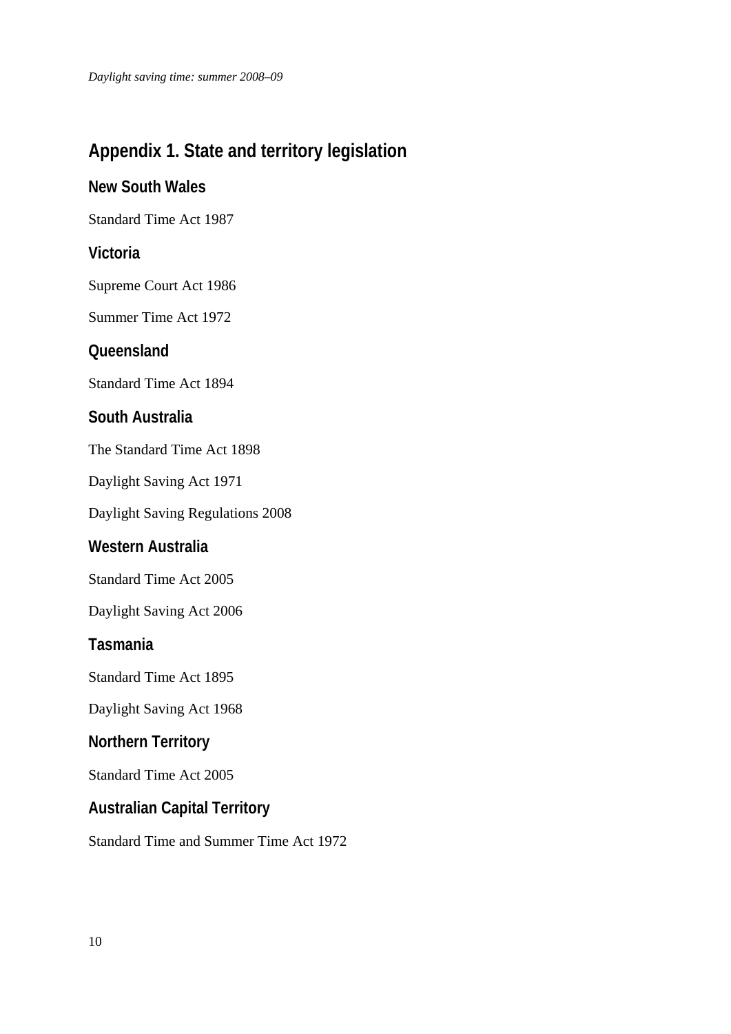# Appendix 1. State and territory legislation

## New South Wales

Standard Time Act 1987

## Victoria

Supreme Court Act 1986

Summer Time Act 1972

## Queensland

Standard Time Act 1894

## South Australia

The Standard Time Act 1898

Daylight Saving Act 1971

Daylight Saving Regulations 2008

## Western Australia

Standard Time Act 2005

Daylight Saving Act 2006

## Tasmania

Standard Time Act 1895

Daylight Saving Act 1968

## Northern Territory

Standard Time Act 2005

## Australian Capital Territory

Standard Time and Summer Time Act 1972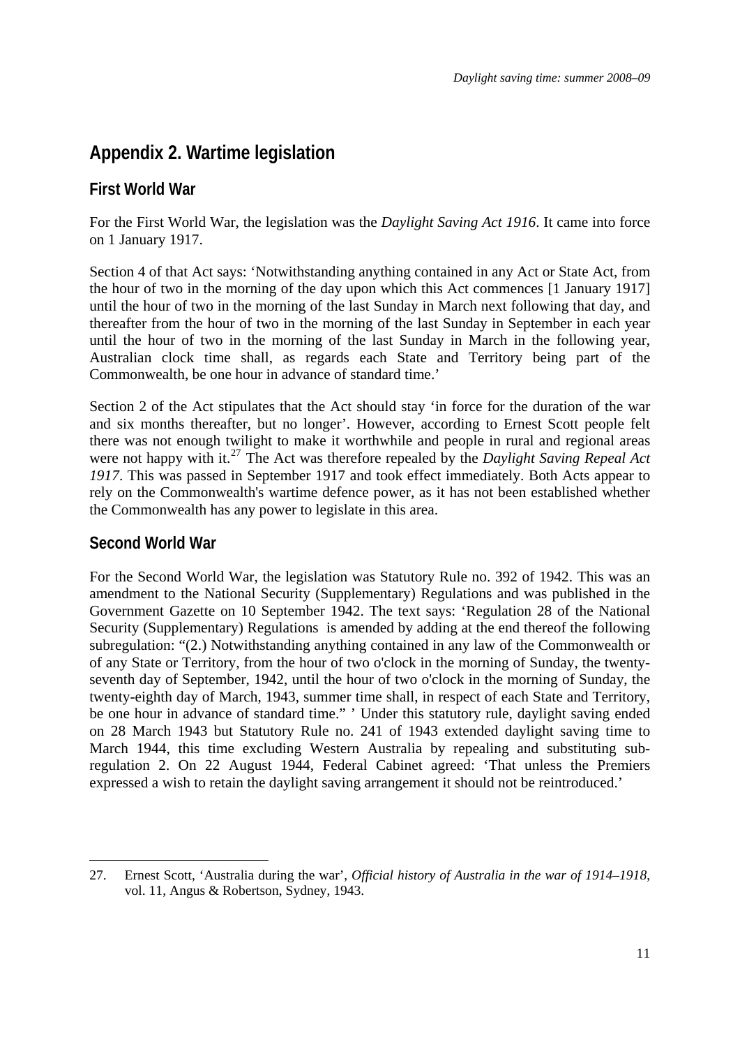## Appendix 2. Wartime legislation

### First World War

For the First World War, the legislation was the *Daylight Saving Act 1916*. It came into force on 1 January 1917.

Section 4 of that Act says: 'Notwithstanding anything contained in any Act or State Act, from the hour of two in the morning of the day upon which this Act commences [1 January 1917] until the hour of two in the morning of the last Sunday in March next following that day, and thereafter from the hour of two in the morning of the last Sunday in September in each year until the hour of two in the morning of the last Sunday in March in the following year, Australian clock time shall, as regards each State and Territory being part of the Commonwealth, be one hour in advance of standard time.'

Section 2 of the Act stipulates that the Act should stay 'in force for the duration of the war and six months thereafter, but no longer'. However, according to Ernest Scott people felt there was not enough twilight to make it worthwhile and people in rural and regional areas were not happy with it.[27] The Act was therefore repealed by the *Daylight Saving Repeal Act 1917*. This was passed in September 1917 and took effect immediately. Both Acts appear to rely on the Commonwealth's wartime defence power, as it has not been established whether the Commonwealth has any power to legislate in this area.

### Second World War

For the Second World War, the legislation was Statutory Rule no. 392 of 1942. This was an amendment to the National Security (Supplementary) Regulations and was published in the Government Gazette on 10 September 1942. The text says: 'Regulation 28 of the National Security (Supplementary) Regulations is amended by adding at the end thereof the following subregulation: "(2.) Notwithstanding anything contained in any law of the Commonwealth or of any State or Territory, from the hour of two o'clock in the morning of Sunday, the twenty-seventh day of September, 1942, until the hour of two o'clock in the morning of Sunday, the twenty-eighth day of March, 1943, summer time shall, in respect of each State and Territory, be one hour in advance of standard time." ' Under this statutory rule, daylight saving ended on 28 March 1943 but Statutory Rule no. 241 of 1943 extended daylight saving time to March 1944, this time excluding Western Australia by repealing and substituting sub-regulation 2. On 22 August 1944, Federal Cabinet agreed: 'That unless the Premiers expressed a wish to retain the daylight saving arrangement it should not be reintroduced.'

---

27. Ernest Scott, 'Australia during the war', *Official history of Australia in the war of 1914–1918*, vol. 11, Angus & Robertson, Sydney, 1943.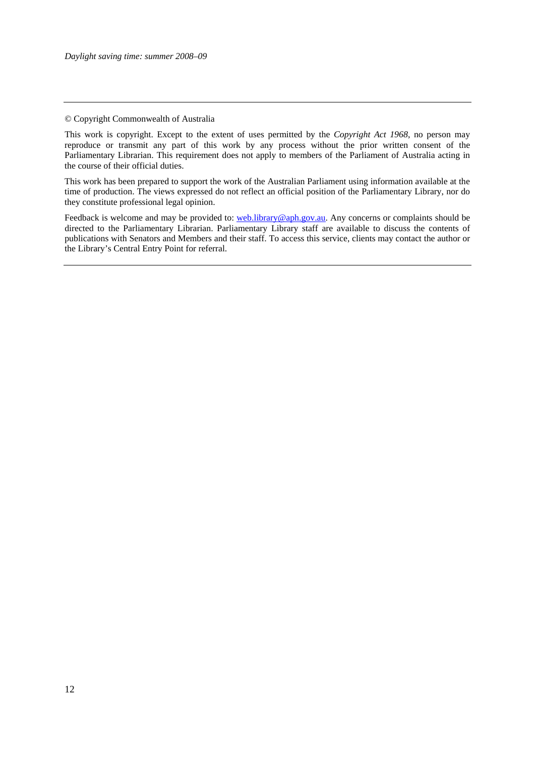© Copyright Commonwealth of Australia

This work is copyright. Except to the extent of uses permitted by the *Copyright Act 1968*, no person may reproduce or transmit any part of this work by any process without the prior written consent of the Parliamentary Librarian. This requirement does not apply to members of the Parliament of Australia acting in the course of their official duties.

This work has been prepared to support the work of the Australian Parliament using information available at the time of production. The views expressed do not reflect an official position of the Parliamentary Library, nor do they constitute professional legal opinion.

Feedback is welcome and may be provided to: web.library@aph.gov.au. Any concerns or complaints should be directed to the Parliamentary Librarian. Parliamentary Library staff are available to discuss the contents of publications with Senators and Members and their staff. To access this service, clients may contact the author or the Library's Central Entry Point for referral.